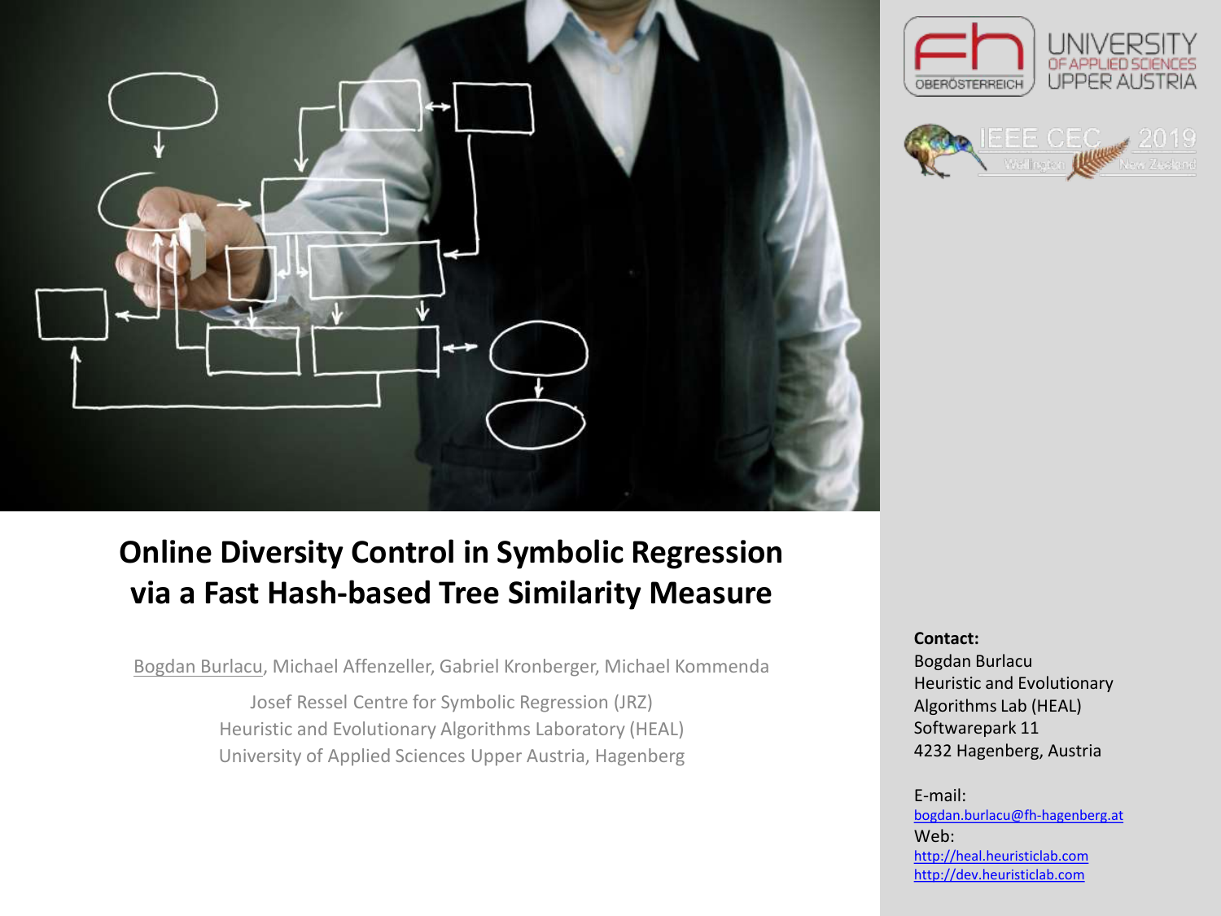# Online Diversity Control in Symbolic Regression via a Fast Hash-based Tree Similarity Measure

Bogdan Burlacu, Michael Affenzeller, Gabriel Kronberger, Michael Kommenda

Josef Ressel Centre for Symbolic Regression (JRZ)
Heuristic and Evolutionary Algorithms Laboratory (HEAL)
University of Applied Sciences Upper Austria, Hagenberg

**Contact:**
Bogdan Burlacu
Heuristic and Evolutionary Algorithms Lab (HEAL)
Softwarepark 11
4232 Hagenberg, Austria

E-mail:
bogdan.burlacu@fh-hagenberg.at
Web:
http://heal.heuristiclab.com
http://dev.heuristiclab.com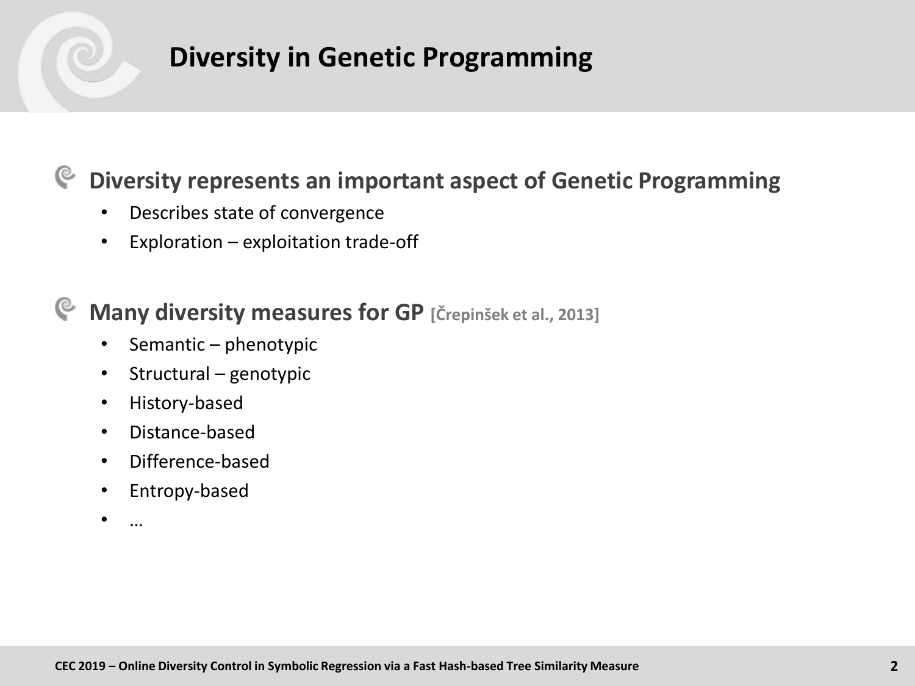# Diversity in Genetic Programming

## Diversity represents an important aspect of Genetic Programming

- Describes state of convergence
- Exploration – exploitation trade-off

## Many diversity measures for GP [Črepinšek et al., 2013]

- Semantic – phenotypic
- Structural – genotypic
- History-based
- Distance-based
- Difference-based
- Entropy-based
- …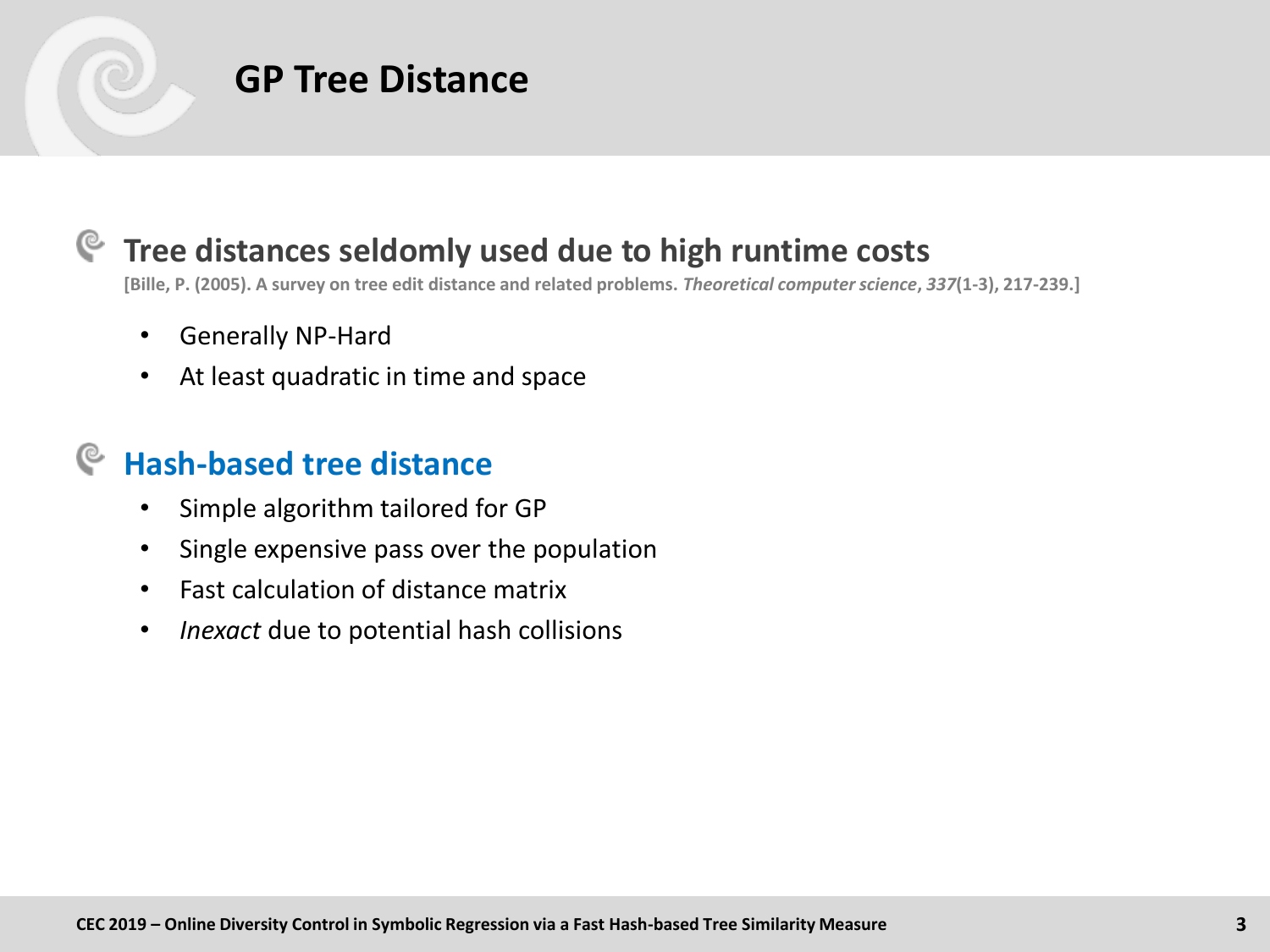# GP Tree Distance

## Tree distances seldomly used due to high runtime costs

**[Bille, P. (2005). A survey on tree edit distance and related problems. *Theoretical computer science*, *337*(1-3), 217-239.]**

- Generally NP-Hard
- At least quadratic in time and space

## Hash-based tree distance

- Simple algorithm tailored for GP
- Single expensive pass over the population
- Fast calculation of distance matrix
- *Inexact* due to potential hash collisions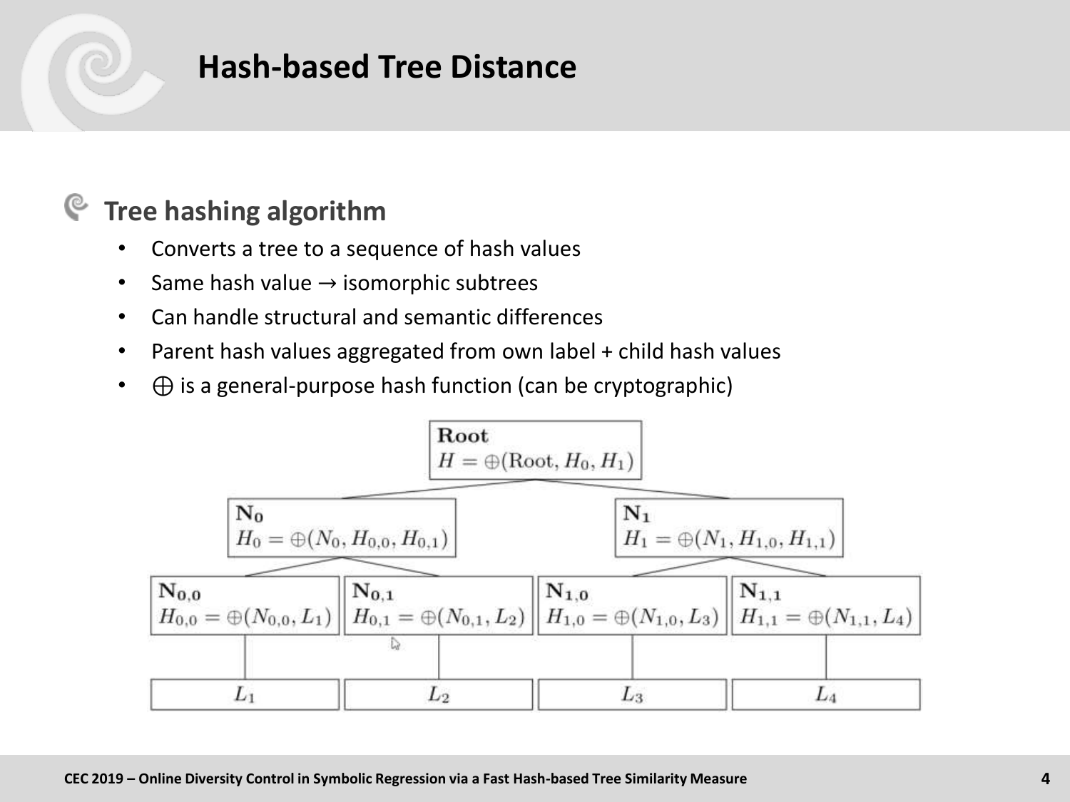# Hash-based Tree Distance

## Tree hashing algorithm

- Converts a tree to a sequence of hash values
- Same hash value → isomorphic subtrees
- Can handle structural and semantic differences
- Parent hash values aggregated from own label + child hash values
- $\oplus$ is a general-purpose hash function (can be cryptographic)

**Root**
$H = \oplus(\text{Root}, H_0, H_1)$

**$N_0$**
$H_0 = \oplus(N_0, H_{0,0}, H_{0,1})$

**$N_1$**
$H_1 = \oplus(N_1, H_{1,0}, H_{1,1})$

**$N_{0,0}$**
$H_{0,0} = \oplus(N_{0,0}, L_1)$

**$N_{0,1}$**
$H_{0,1} = \oplus(N_{0,1}, L_2)$

**$N_{1,0}$**
$H_{1,0} = \oplus(N_{1,0}, L_3)$

**$N_{1,1}$**
$H_{1,1} = \oplus(N_{1,1}, L_4)$

$L_1$ | $L_2$ | $L_3$ | $L_4$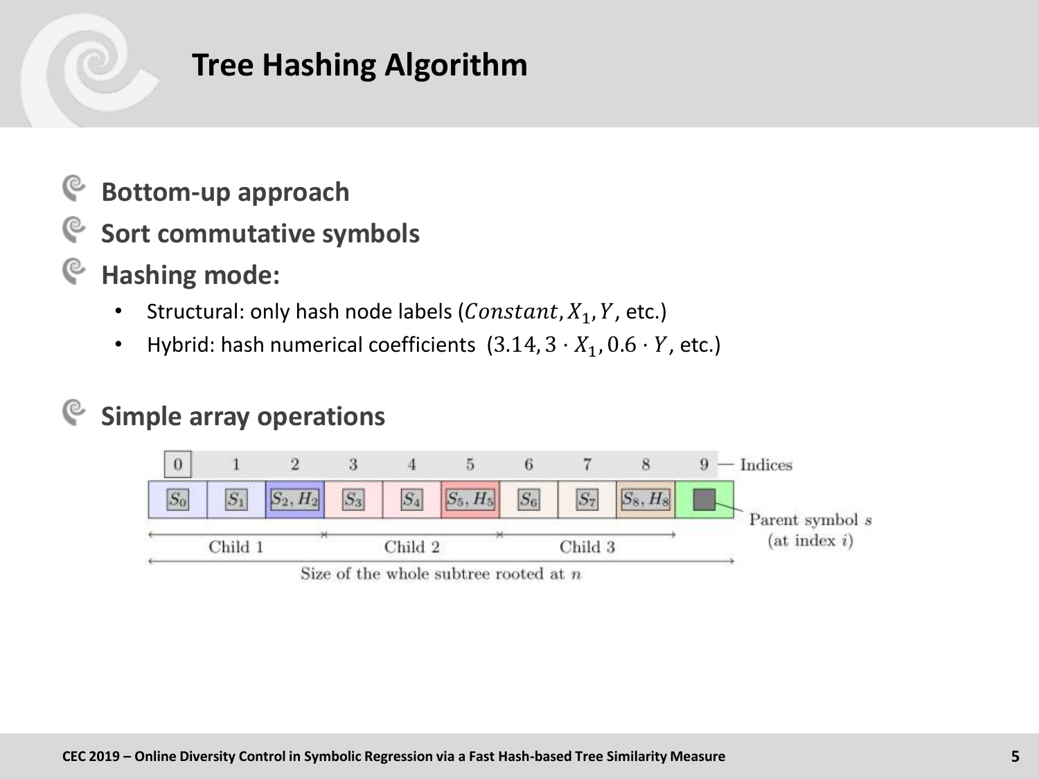# Tree Hashing Algorithm

- **Bottom-up approach**
- **Sort commutative symbols**
- **Hashing mode:**
  - Structural: only hash node labels ($Constant, X_1, Y$, etc.)
  - Hybrid: hash numerical coefficients ($3.14, 3 \cdot X_1, 0.6 \cdot Y$, etc.)
- **Simple array operations**

| 0 | 1 | 2 | 3 | 4 | 5 | 6 | 7 | 8 | 9 |
|---|---|---|---|---|---|---|---|---|---|
| $S_0$ | $S_1$ | $S_2, H_2$ | $S_3$ | $S_4$ | $S_5, H_5$ | $S_6$ | $S_7$ | $S_8, H_8$ | |

Indices; Child 1 (indices 0–2); Child 2 (indices 3–5); Child 3 (indices 6–8); Parent symbol $s$ (at index $i$); Size of the whole subtree rooted at $n$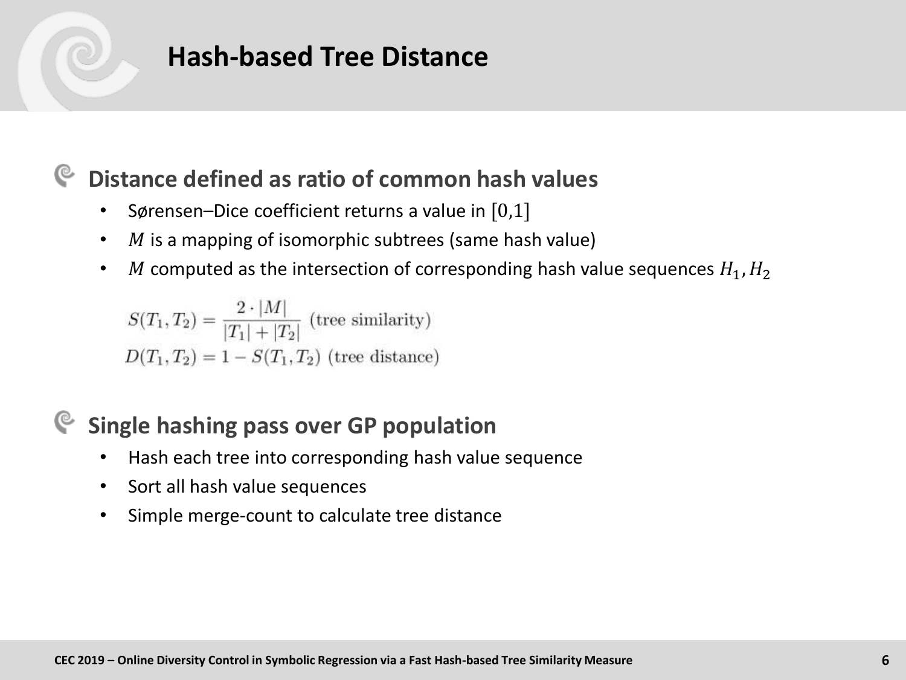# Hash-based Tree Distance

## Distance defined as ratio of common hash values

- Sørensen–Dice coefficient returns a value in $[0,1]$
- $M$ is a mapping of isomorphic subtrees (same hash value)
- $M$ computed as the intersection of corresponding hash value sequences $H_1, H_2$

$$S(T_1, T_2) = \frac{2 \cdot |M|}{|T_1| + |T_2|} \text{ (tree similarity)}$$

$$D(T_1, T_2) = 1 - S(T_1, T_2) \text{ (tree distance)}$$

## Single hashing pass over GP population

- Hash each tree into corresponding hash value sequence
- Sort all hash value sequences
- Simple merge-count to calculate tree distance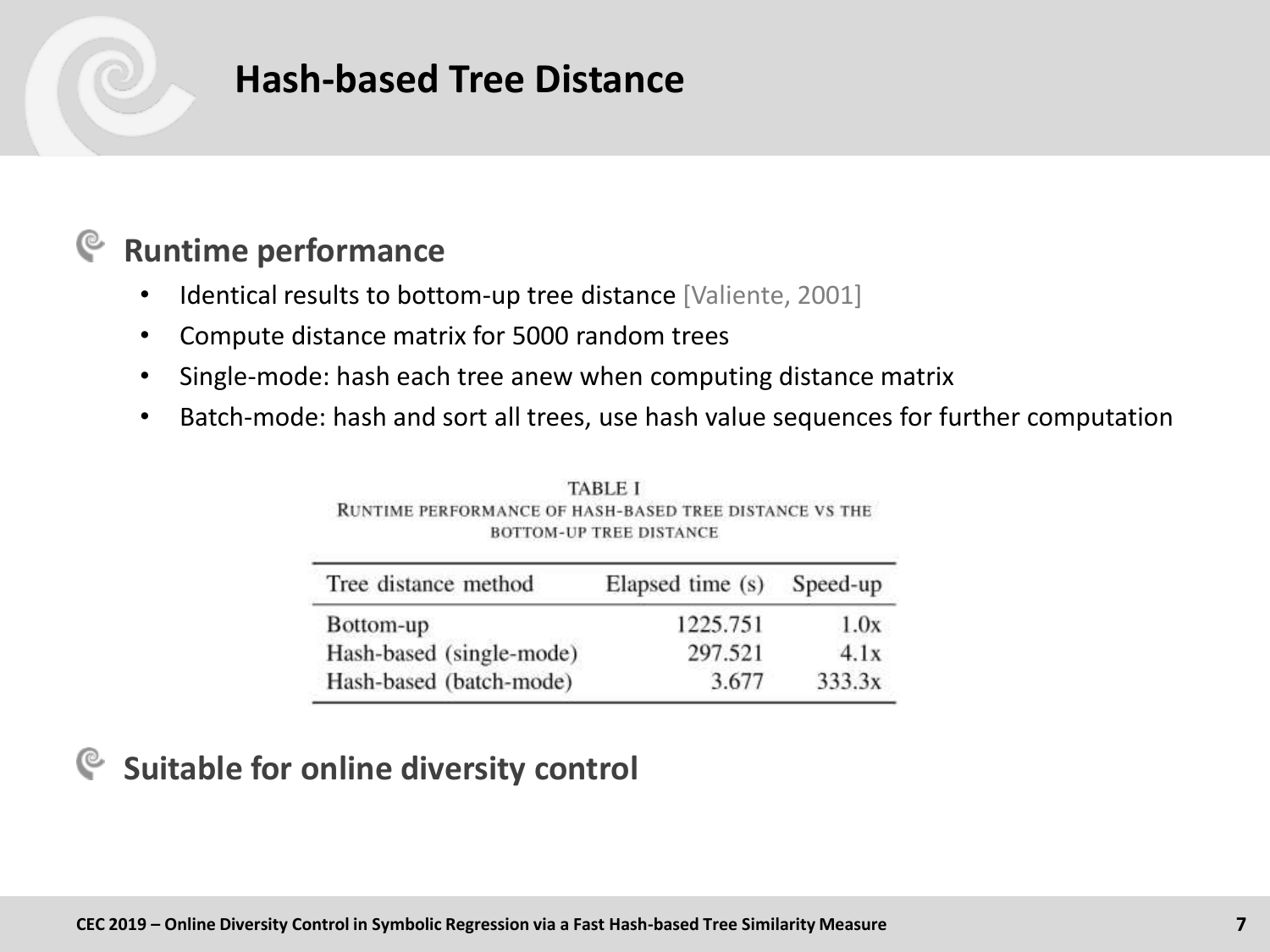# Hash-based Tree Distance

## Runtime performance

- Identical results to bottom-up tree distance [Valiente, 2001]
- Compute distance matrix for 5000 random trees
- Single-mode: hash each tree anew when computing distance matrix
- Batch-mode: hash and sort all trees, use hash value sequences for further computation

TABLE I
RUNTIME PERFORMANCE OF HASH-BASED TREE DISTANCE VS THE BOTTOM-UP TREE DISTANCE

| Tree distance method | Elapsed time (s) | Speed-up |
|---|---|---|
| Bottom-up | 1225.751 | 1.0x |
| Hash-based (single-mode) | 297.521 | 4.1x |
| Hash-based (batch-mode) | 3.677 | 333.3x |

## Suitable for online diversity control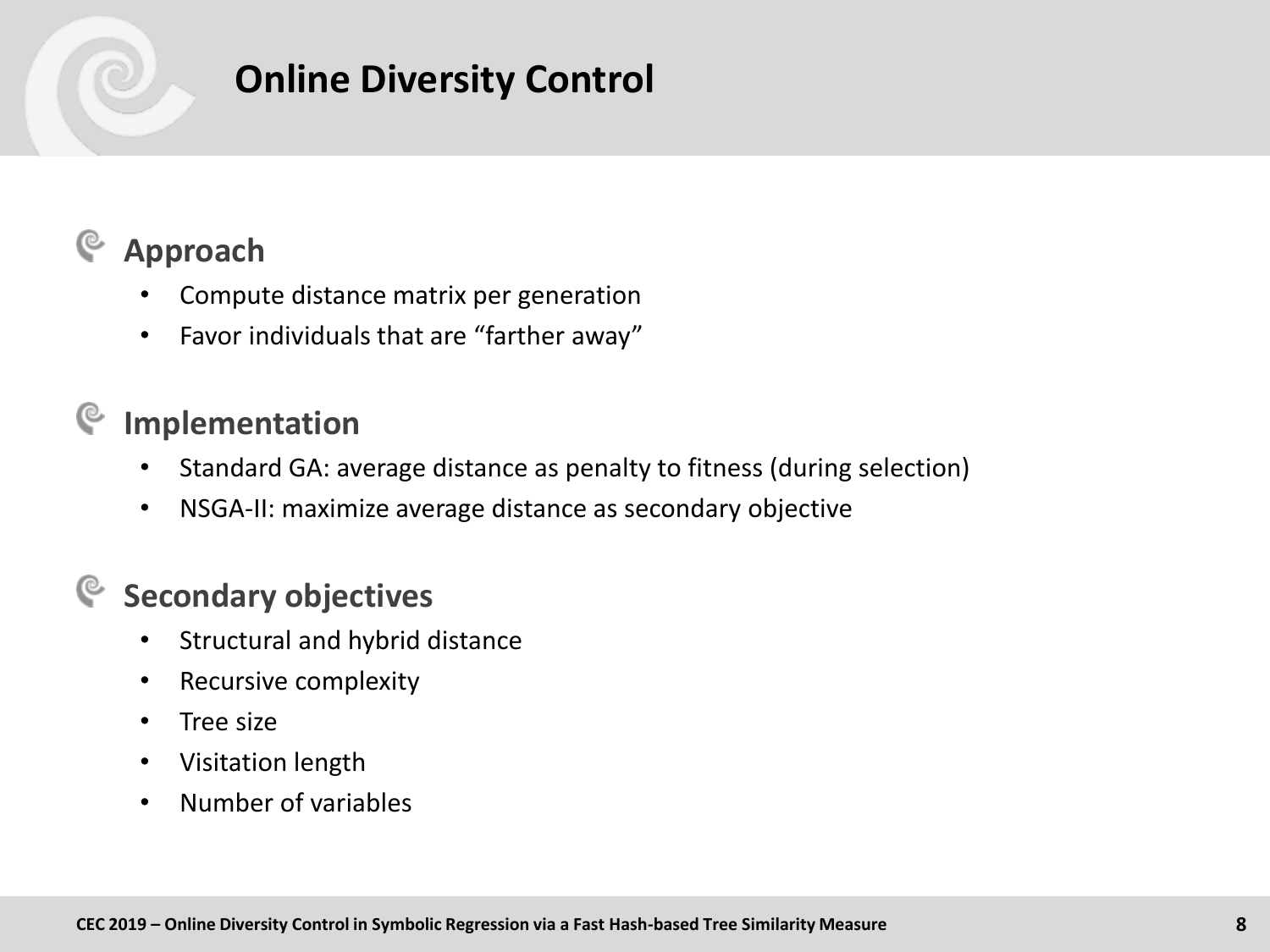# Online Diversity Control

## Approach

- Compute distance matrix per generation
- Favor individuals that are "farther away"

## Implementation

- Standard GA: average distance as penalty to fitness (during selection)
- NSGA-II: maximize average distance as secondary objective

## Secondary objectives

- Structural and hybrid distance
- Recursive complexity
- Tree size
- Visitation length
- Number of variables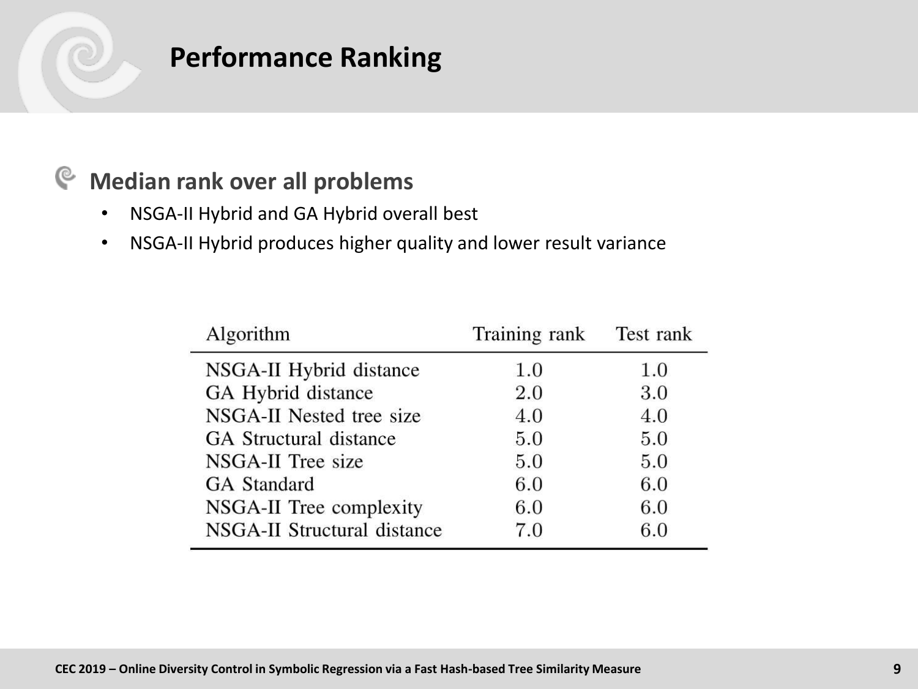# Performance Ranking

## Median rank over all problems

- NSGA-II Hybrid and GA Hybrid overall best
- NSGA-II Hybrid produces higher quality and lower result variance

| Algorithm | Training rank | Test rank |
|---|---|---|
| NSGA-II Hybrid distance | 1.0 | 1.0 |
| GA Hybrid distance | 2.0 | 3.0 |
| NSGA-II Nested tree size | 4.0 | 4.0 |
| GA Structural distance | 5.0 | 5.0 |
| NSGA-II Tree size | 5.0 | 5.0 |
| GA Standard | 6.0 | 6.0 |
| NSGA-II Tree complexity | 6.0 | 6.0 |
| NSGA-II Structural distance | 7.0 | 6.0 |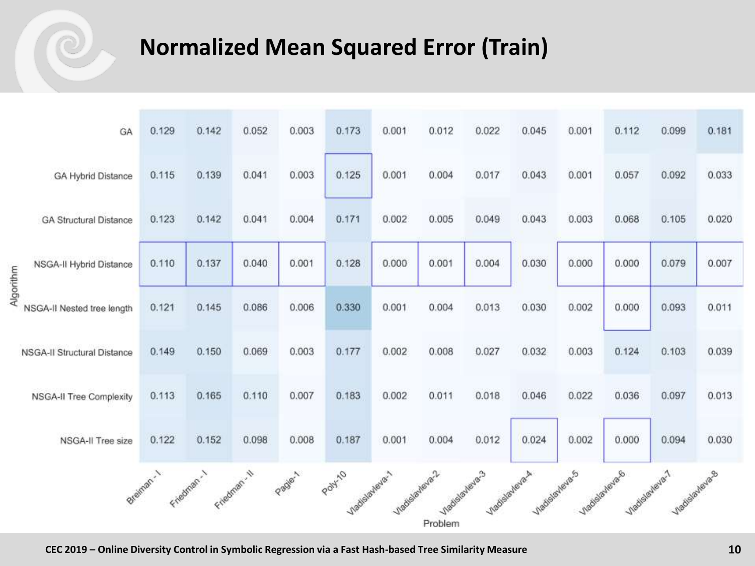# Normalized Mean Squared Error (Train)

| Algorithm | Breiman - I | Friedman - I | Friedman - II | Pagie-1 | Poly-10 | Vladislavleva-1 | Vladislavleva-2 | Vladislavleva-3 | Vladislavleva-4 | Vladislavleva-5 | Vladislavleva-6 | Vladislavleva-7 | Vladislavleva-8 |
|---|---|---|---|---|---|---|---|---|---|---|---|---|---|
| GA | 0.129 | 0.142 | 0.052 | 0.003 | 0.173 | 0.001 | 0.012 | 0.022 | 0.045 | 0.001 | 0.112 | 0.099 | 0.181 |
| GA Hybrid Distance | 0.115 | 0.139 | 0.041 | 0.003 | 0.125 | 0.001 | 0.004 | 0.017 | 0.043 | 0.001 | 0.057 | 0.092 | 0.033 |
| GA Structural Distance | 0.123 | 0.142 | 0.041 | 0.004 | 0.171 | 0.002 | 0.005 | 0.049 | 0.043 | 0.003 | 0.068 | 0.105 | 0.020 |
| NSGA-II Hybrid Distance | 0.110 | 0.137 | 0.040 | 0.001 | 0.128 | 0.000 | 0.001 | 0.004 | 0.030 | 0.000 | 0.000 | 0.079 | 0.007 |
| NSGA-II Nested tree length | 0.121 | 0.145 | 0.086 | 0.006 | 0.330 | 0.001 | 0.004 | 0.013 | 0.030 | 0.002 | 0.000 | 0.093 | 0.011 |
| NSGA-II Structural Distance | 0.149 | 0.150 | 0.069 | 0.003 | 0.177 | 0.002 | 0.008 | 0.027 | 0.032 | 0.003 | 0.124 | 0.103 | 0.039 |
| NSGA-II Tree Complexity | 0.113 | 0.165 | 0.110 | 0.007 | 0.183 | 0.002 | 0.011 | 0.018 | 0.046 | 0.022 | 0.036 | 0.097 | 0.013 |
| NSGA-II Tree size | 0.122 | 0.152 | 0.098 | 0.008 | 0.187 | 0.001 | 0.004 | 0.012 | 0.024 | 0.002 | 0.000 | 0.094 | 0.030 |

Problem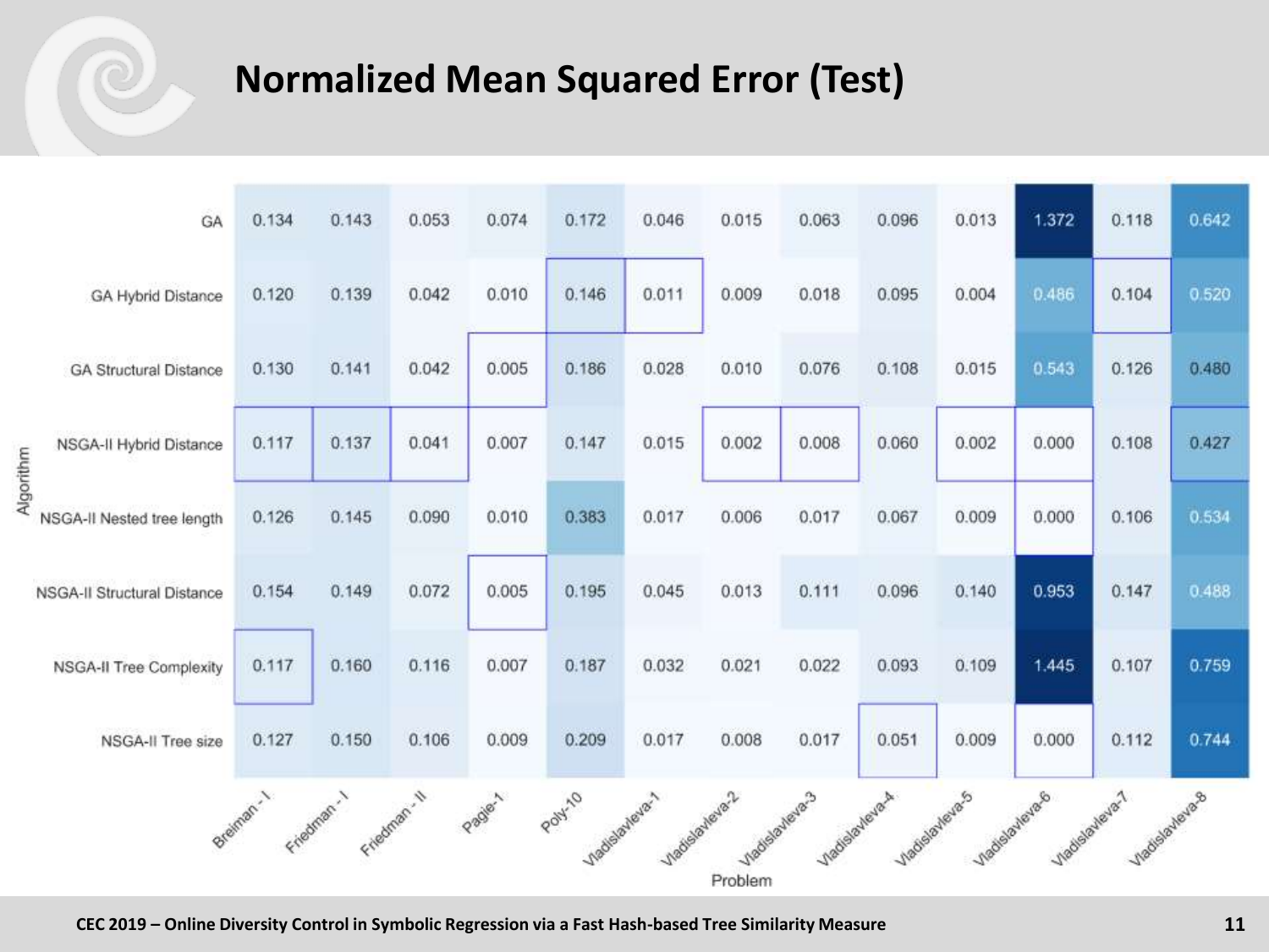# Normalized Mean Squared Error (Test)

| Algorithm | Breiman - I | Friedman - I | Friedman - II | Pagie-1 | Poly-10 | Vladislavleva-1 | Vladislavleva-2 | Vladislavleva-3 | Vladislavleva-4 | Vladislavleva-5 | Vladislavleva-6 | Vladislavleva-7 | Vladislavleva-8 |
|---|---|---|---|---|---|---|---|---|---|---|---|---|---|
| GA | 0.134 | 0.143 | 0.053 | 0.074 | 0.172 | 0.046 | 0.015 | 0.063 | 0.096 | 0.013 | 1.372 | 0.118 | 0.642 |
| GA Hybrid Distance | 0.120 | 0.139 | 0.042 | 0.010 | 0.146 | 0.011 | 0.009 | 0.018 | 0.095 | 0.004 | 0.486 | 0.104 | 0.520 |
| GA Structural Distance | 0.130 | 0.141 | 0.042 | 0.005 | 0.186 | 0.028 | 0.010 | 0.076 | 0.108 | 0.015 | 0.543 | 0.126 | 0.480 |
| NSGA-II Hybrid Distance | 0.117 | 0.137 | 0.041 | 0.007 | 0.147 | 0.015 | 0.002 | 0.008 | 0.060 | 0.002 | 0.000 | 0.108 | 0.427 |
| NSGA-II Nested tree length | 0.126 | 0.145 | 0.090 | 0.010 | 0.383 | 0.017 | 0.006 | 0.017 | 0.067 | 0.009 | 0.000 | 0.106 | 0.534 |
| NSGA-II Structural Distance | 0.154 | 0.149 | 0.072 | 0.005 | 0.195 | 0.045 | 0.013 | 0.111 | 0.096 | 0.140 | 0.953 | 0.147 | 0.488 |
| NSGA-II Tree Complexity | 0.117 | 0.160 | 0.116 | 0.007 | 0.187 | 0.032 | 0.021 | 0.022 | 0.093 | 0.109 | 1.445 | 0.107 | 0.759 |
| NSGA-II Tree size | 0.127 | 0.150 | 0.106 | 0.009 | 0.209 | 0.017 | 0.008 | 0.017 | 0.051 | 0.009 | 0.000 | 0.112 | 0.744 |

Problem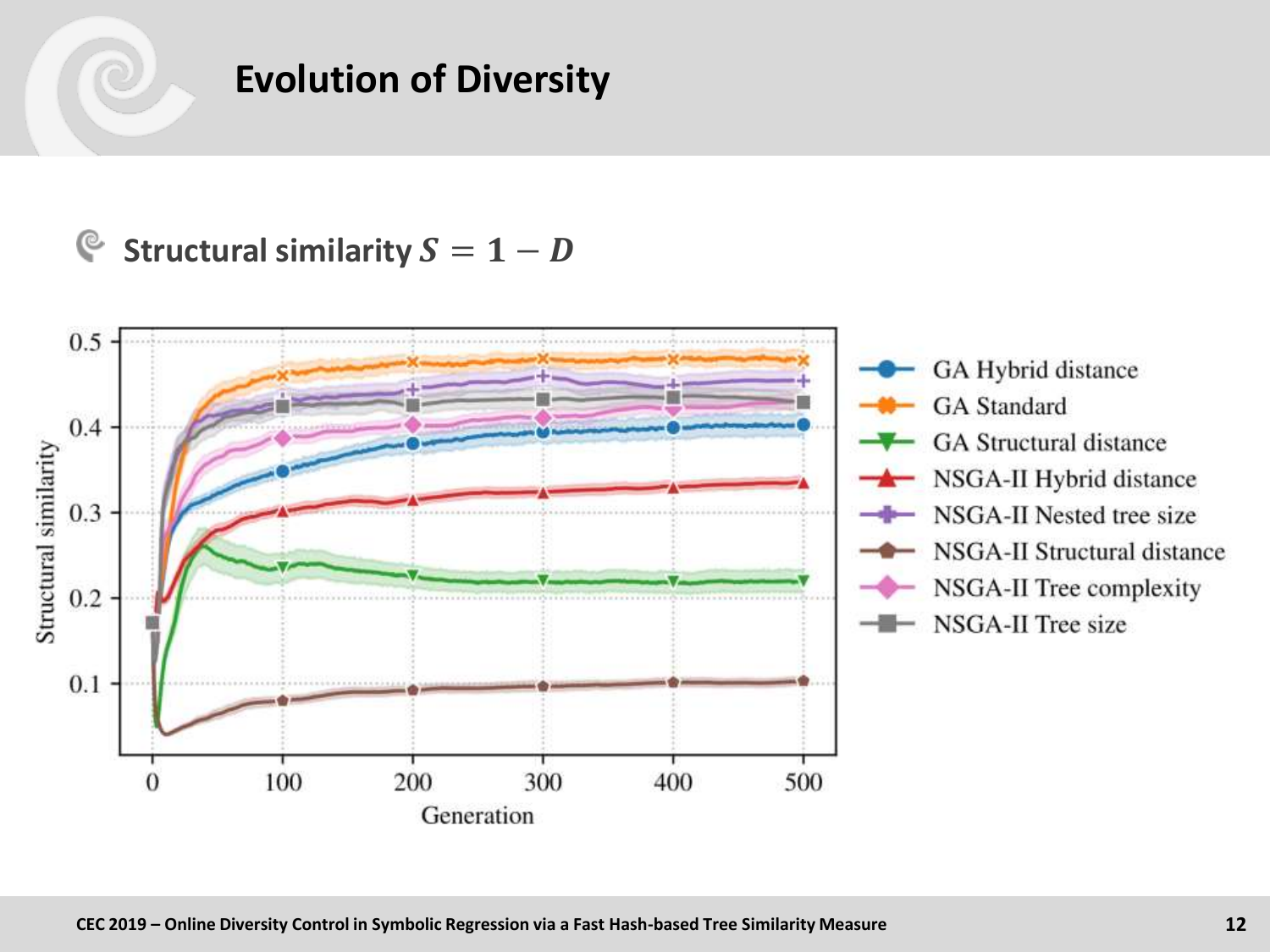# Evolution of Diversity

- **Structural similarity $S = 1 - D$**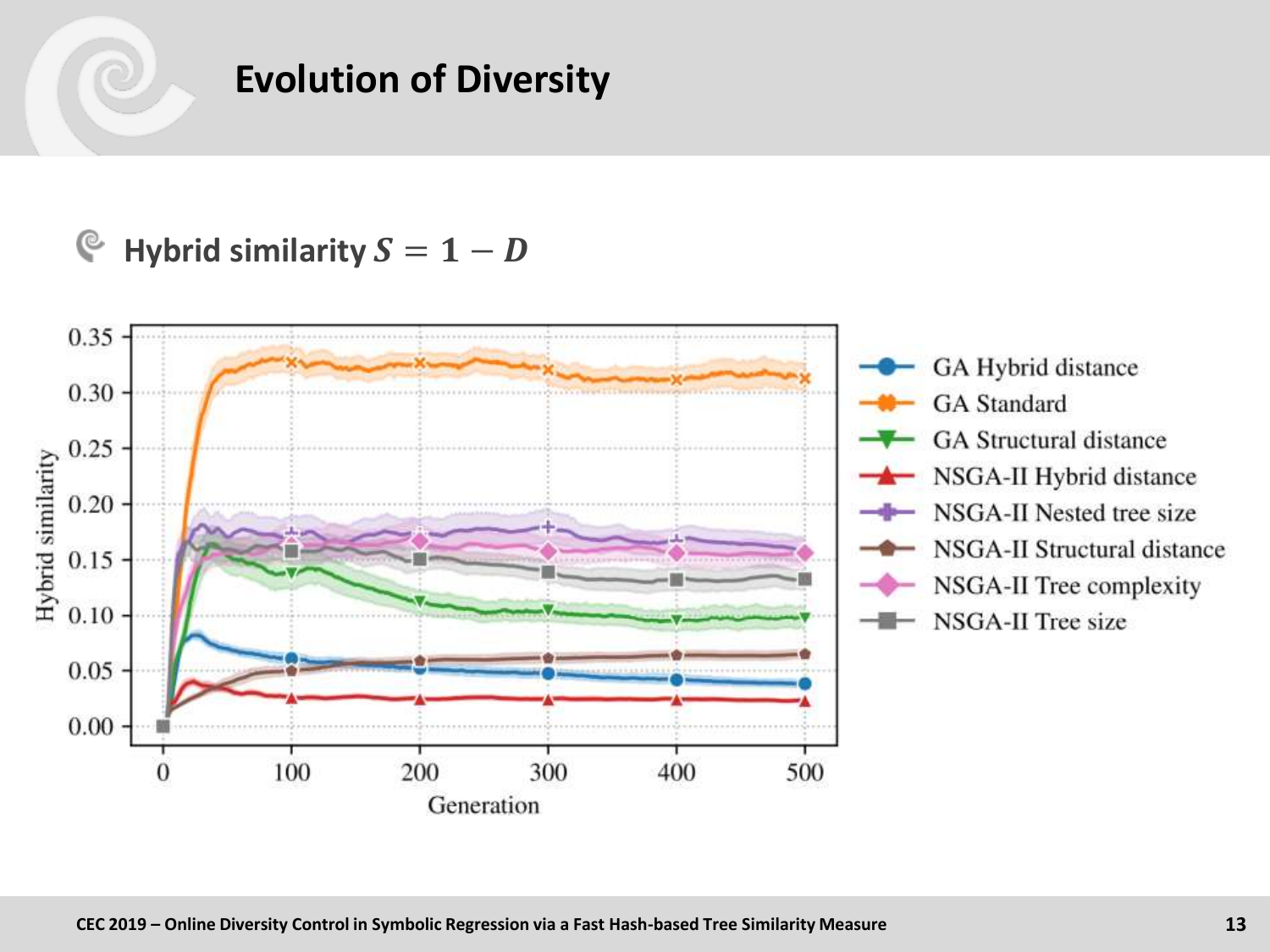# Evolution of Diversity

- Hybrid similarity $S = 1 - D$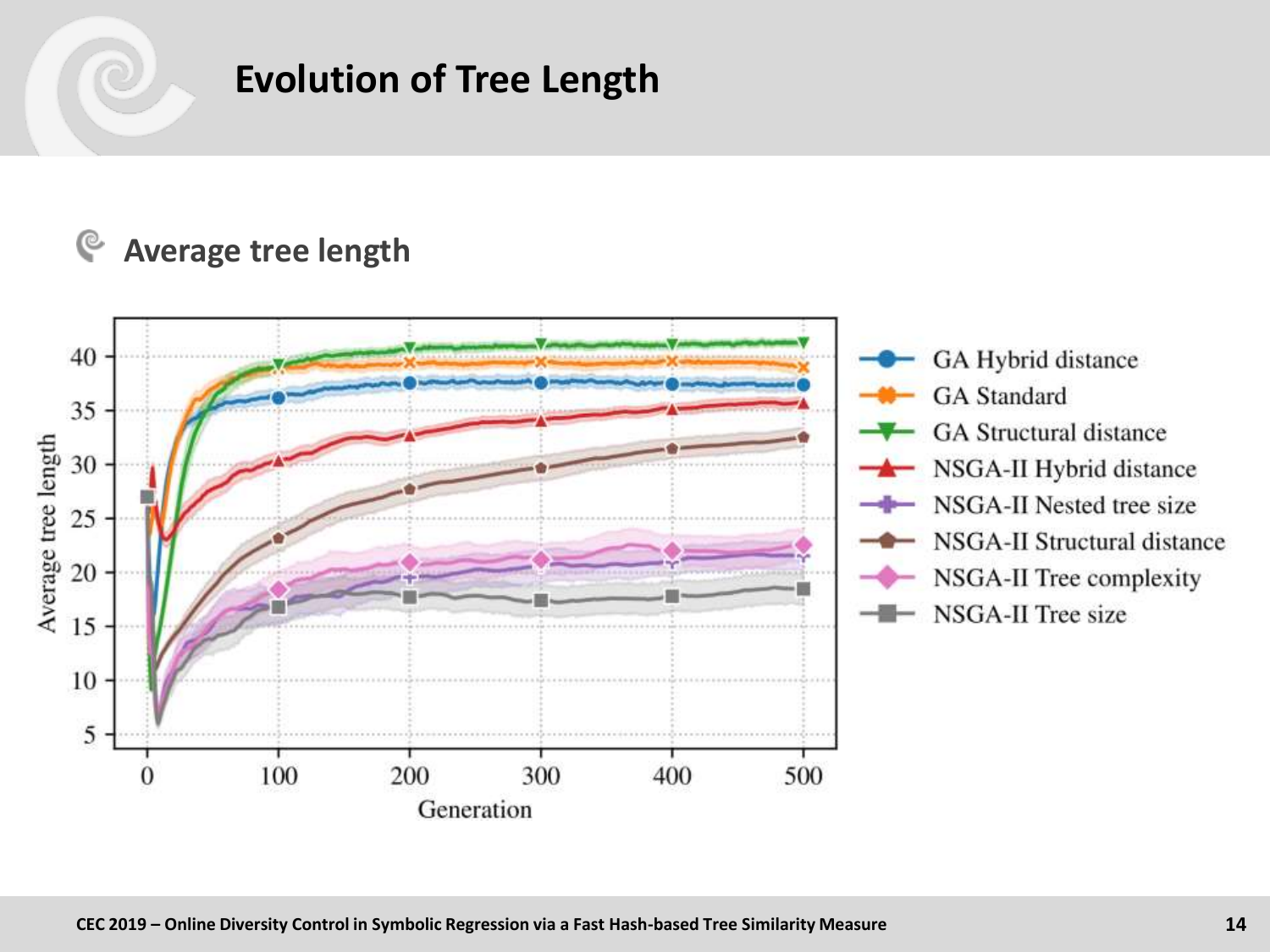# Evolution of Tree Length

## Average tree length

Average tree length (y-axis: 5–40) vs. Generation (x-axis: 0–500)

Legend:
- GA Hybrid distance
- GA Standard
- GA Structural distance
- NSGA-II Hybrid distance
- NSGA-II Nested tree size
- NSGA-II Structural distance
- NSGA-II Tree complexity
- NSGA-II Tree size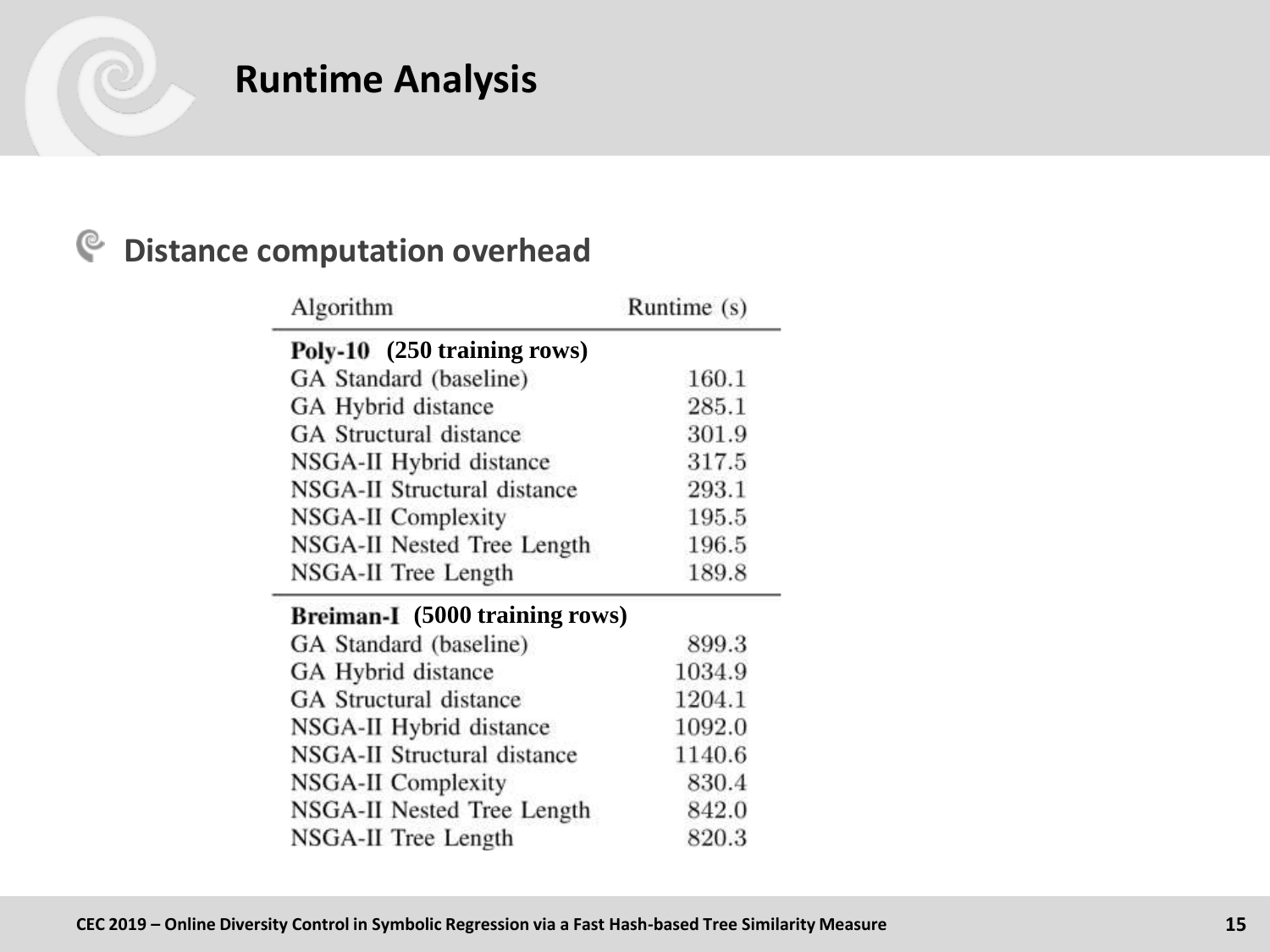# Runtime Analysis

## Distance computation overhead

| Algorithm | Runtime (s) |
|---|---|
| **Poly-10 (250 training rows)** | |
| GA Standard (baseline) | 160.1 |
| GA Hybrid distance | 285.1 |
| GA Structural distance | 301.9 |
| NSGA-II Hybrid distance | 317.5 |
| NSGA-II Structural distance | 293.1 |
| NSGA-II Complexity | 195.5 |
| NSGA-II Nested Tree Length | 196.5 |
| NSGA-II Tree Length | 189.8 |
| **Breiman-I (5000 training rows)** | |
| GA Standard (baseline) | 899.3 |
| GA Hybrid distance | 1034.9 |
| GA Structural distance | 1204.1 |
| NSGA-II Hybrid distance | 1092.0 |
| NSGA-II Structural distance | 1140.6 |
| NSGA-II Complexity | 830.4 |
| NSGA-II Nested Tree Length | 842.0 |
| NSGA-II Tree Length | 820.3 |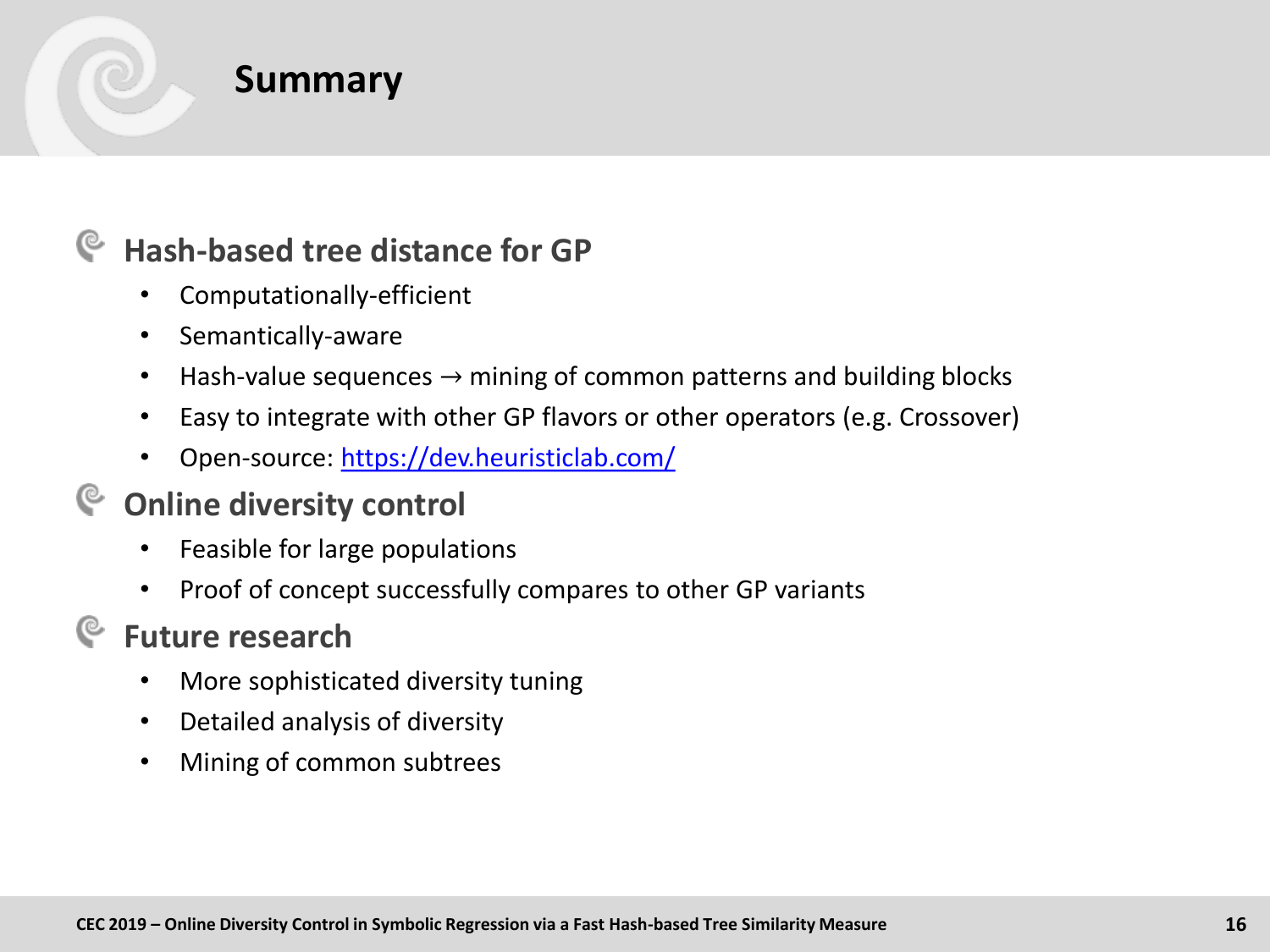# Summary

## Hash-based tree distance for GP

- Computationally-efficient
- Semantically-aware
- Hash-value sequences → mining of common patterns and building blocks
- Easy to integrate with other GP flavors or other operators (e.g. Crossover)
- Open-source: [https://dev.heuristiclab.com/](https://dev.heuristiclab.com/)

## Online diversity control

- Feasible for large populations
- Proof of concept successfully compares to other GP variants

## Future research

- More sophisticated diversity tuning
- Detailed analysis of diversity
- Mining of common subtrees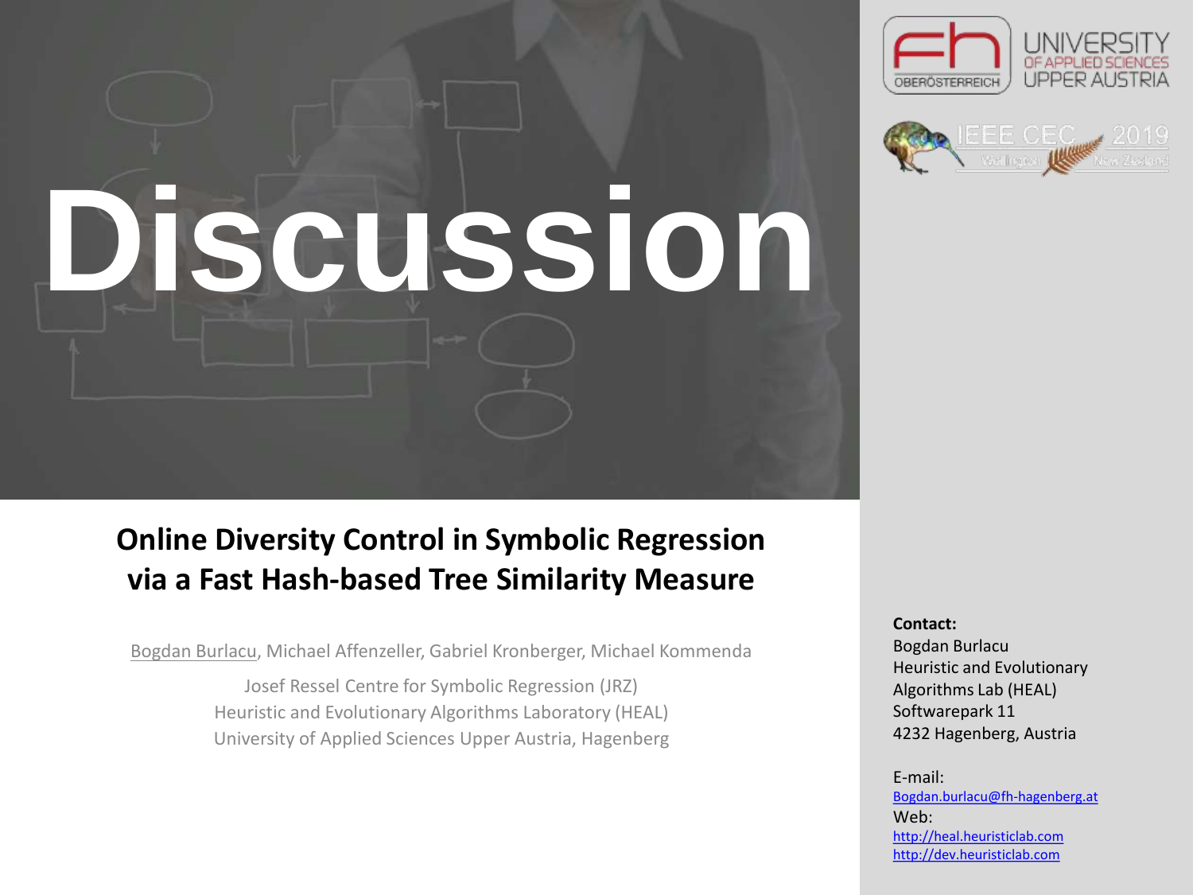# Discussion

**Online Diversity Control in Symbolic Regression via a Fast Hash-based Tree Similarity Measure**

Bogdan Burlacu, Michael Affenzeller, Gabriel Kronberger, Michael Kommenda

Josef Ressel Centre for Symbolic Regression (JRZ)
Heuristic and Evolutionary Algorithms Laboratory (HEAL)
University of Applied Sciences Upper Austria, Hagenberg

**Contact:**
Bogdan Burlacu
Heuristic and Evolutionary Algorithms Lab (HEAL)
Softwarepark 11
4232 Hagenberg, Austria

E-mail:
Bogdan.burlacu@fh-hagenberg.at
Web:
http://heal.heuristiclab.com
http://dev.heuristiclab.com